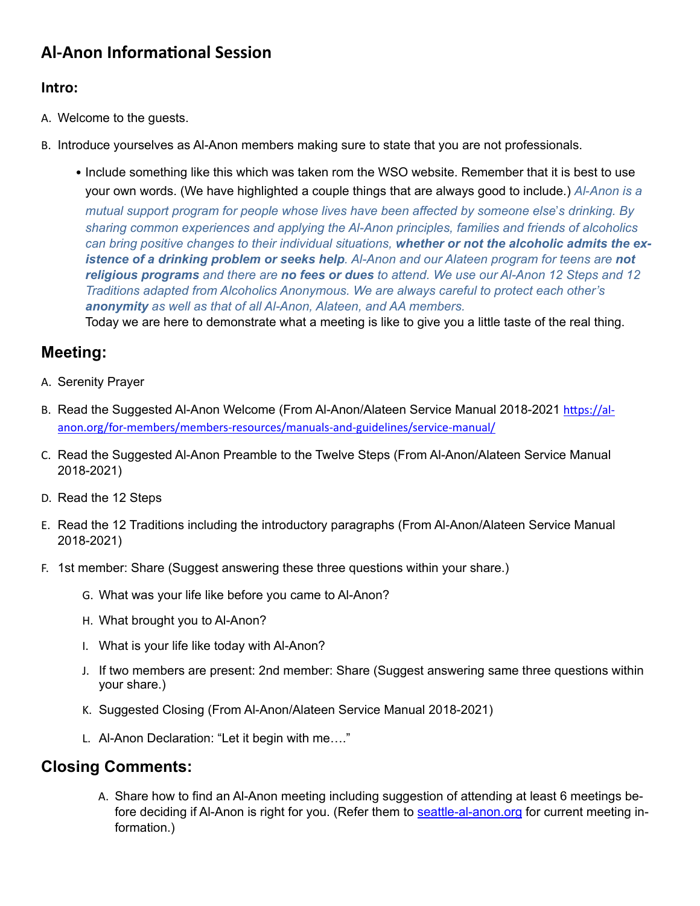## Al-Anon Informational Session

### Intro:

A. Welcome to the guests.

B. Introduce yourselves as Al-Anon members making sure to state that you are not professionals.

- Include something like this which was taken rom the WSO website. Remember that it is best to use your own words. (We have highlighted a couple things that are always good to include.) *Al-Anon is a mutual support program for people whose lives have been affected by someone else's drinking. By sharing common experiences and applying the Al-Anon principles, families and friends of alcoholics can bring positive changes to their individual situations, **whether or not the alcoholic admits the existence of a drinking problem or seeks help**. Al-Anon and our Alateen program for teens are **not religious programs** and there are **no fees or dues** to attend. We use our Al-Anon 12 Steps and 12 Traditions adapted from Alcoholics Anonymous. We are always careful to protect each other's **anonymity** as well as that of all Al-Anon, Alateen, and AA members.*
  Today we are here to demonstrate what a meeting is like to give you a little taste of the real thing.

## Meeting:

A. Serenity Prayer

B. Read the Suggested Al-Anon Welcome (From Al-Anon/Alateen Service Manual 2018-2021 https://al-anon.org/for-members/members-resources/manuals-and-guidelines/service-manual/

C. Read the Suggested Al-Anon Preamble to the Twelve Steps (From Al-Anon/Alateen Service Manual 2018-2021)

D. Read the 12 Steps

E. Read the 12 Traditions including the introductory paragraphs (From Al-Anon/Alateen Service Manual 2018-2021)

F. 1st member: Share (Suggest answering these three questions within your share.)

   G. What was your life like before you came to Al-Anon?

   H. What brought you to Al-Anon?

   I. What is your life like today with Al-Anon?

   J. If two members are present: 2nd member: Share (Suggest answering same three questions within your share.)

   K. Suggested Closing (From Al-Anon/Alateen Service Manual 2018-2021)

   L. Al-Anon Declaration: "Let it begin with me…."

## Closing Comments:

A. Share how to find an Al-Anon meeting including suggestion of attending at least 6 meetings before deciding if Al-Anon is right for you. (Refer them to seattle-al-anon.org for current meeting information.)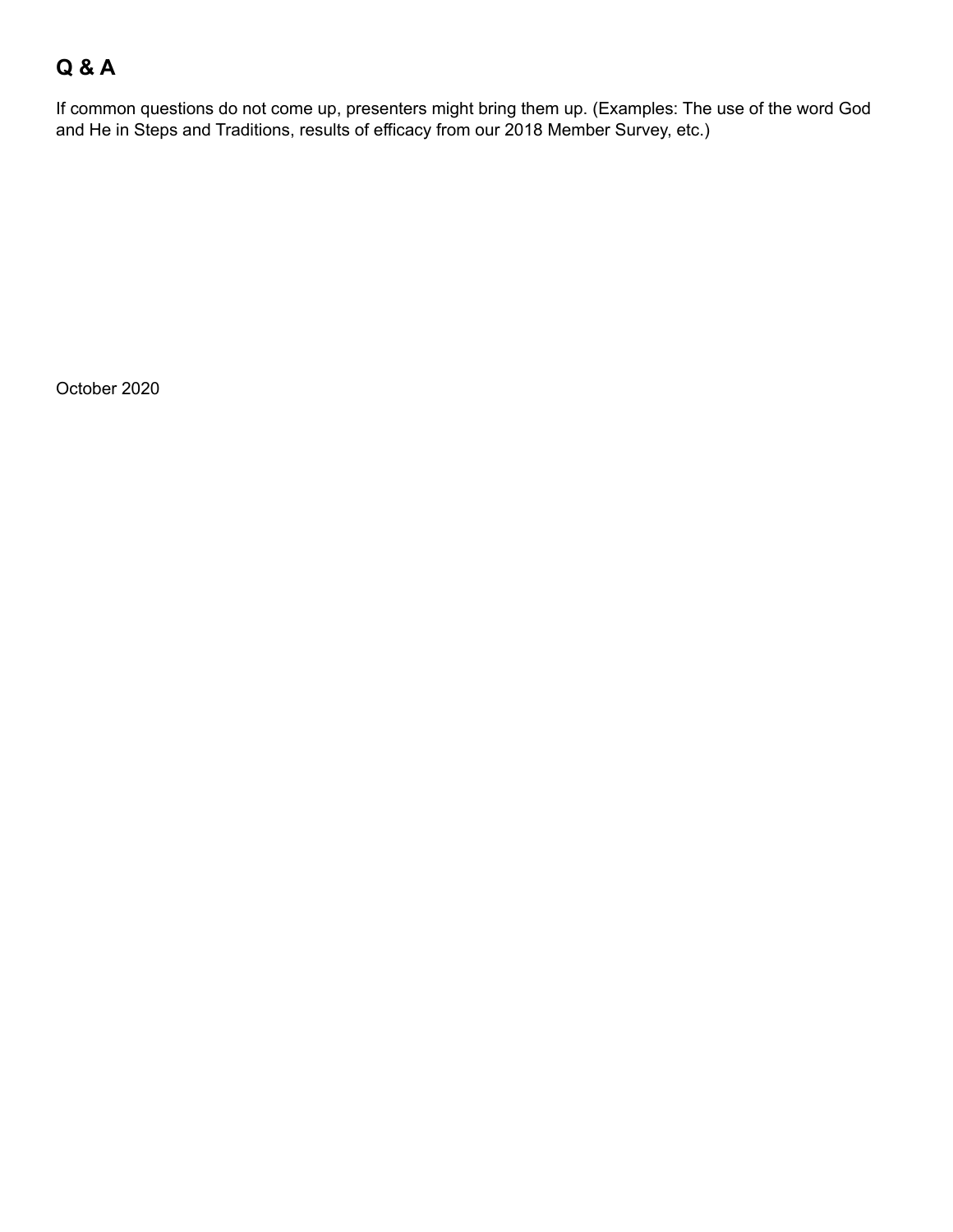## Q & A

If common questions do not come up, presenters might bring them up. (Examples: The use of the word God and He in Steps and Traditions, results of efficacy from our 2018 Member Survey, etc.)

October 2020